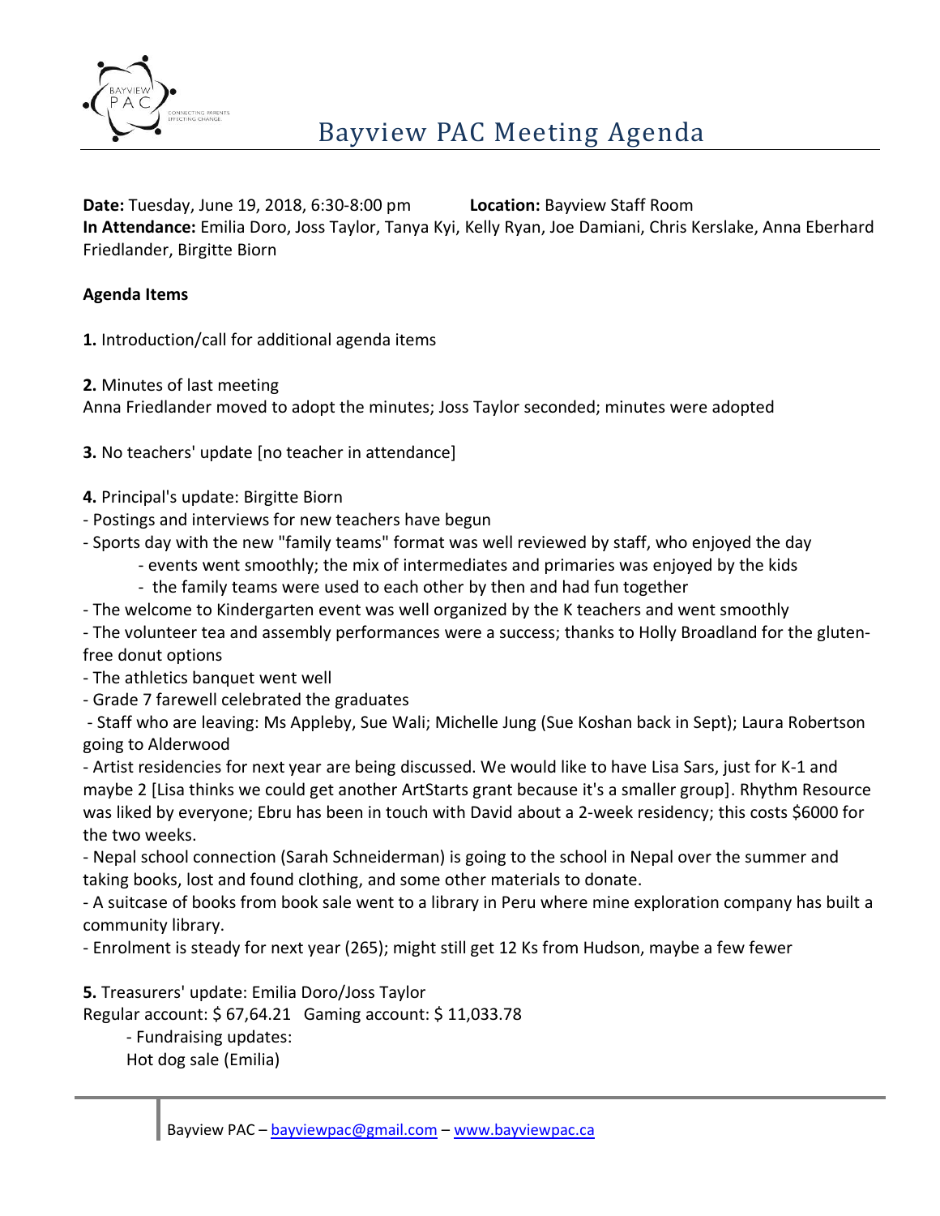# Bayview PAC Meeting Agenda

**Date:** Tuesday, June 19, 2018, 6:30-8:00 pm **Location:** Bayview Staff Room
**In Attendance:** Emilia Doro, Joss Taylor, Tanya Kyi, Kelly Ryan, Joe Damiani, Chris Kerslake, Anna Eberhard Friedlander, Birgitte Biorn

**Agenda Items**

**1.** Introduction/call for additional agenda items

**2.** Minutes of last meeting
Anna Friedlander moved to adopt the minutes; Joss Taylor seconded; minutes were adopted

**3.** No teachers' update [no teacher in attendance]

**4.** Principal's update: Birgitte Biorn
- Postings and interviews for new teachers have begun
- Sports day with the new "family teams" format was well reviewed by staff, who enjoyed the day
    - events went smoothly; the mix of intermediates and primaries was enjoyed by the kids
    - the family teams were used to each other by then and had fun together
- The welcome to Kindergarten event was well organized by the K teachers and went smoothly
- The volunteer tea and assembly performances were a success; thanks to Holly Broadland for the gluten-free donut options
- The athletics banquet went well
- Grade 7 farewell celebrated the graduates
- Staff who are leaving: Ms Appleby, Sue Wali; Michelle Jung (Sue Koshan back in Sept); Laura Robertson going to Alderwood
- Artist residencies for next year are being discussed. We would like to have Lisa Sars, just for K-1 and maybe 2 [Lisa thinks we could get another ArtStarts grant because it's a smaller group]. Rhythm Resource was liked by everyone; Ebru has been in touch with David about a 2-week residency; this costs $6000 for the two weeks.
- Nepal school connection (Sarah Schneiderman) is going to the school in Nepal over the summer and taking books, lost and found clothing, and some other materials to donate.
- A suitcase of books from book sale went to a library in Peru where mine exploration company has built a community library.
- Enrolment is steady for next year (265); might still get 12 Ks from Hudson, maybe a few fewer

**5.** Treasurers' update: Emilia Doro/Joss Taylor
Regular account: $ 67,64.21 Gaming account: $ 11,033.78
- Fundraising updates:
Hot dog sale (Emilia)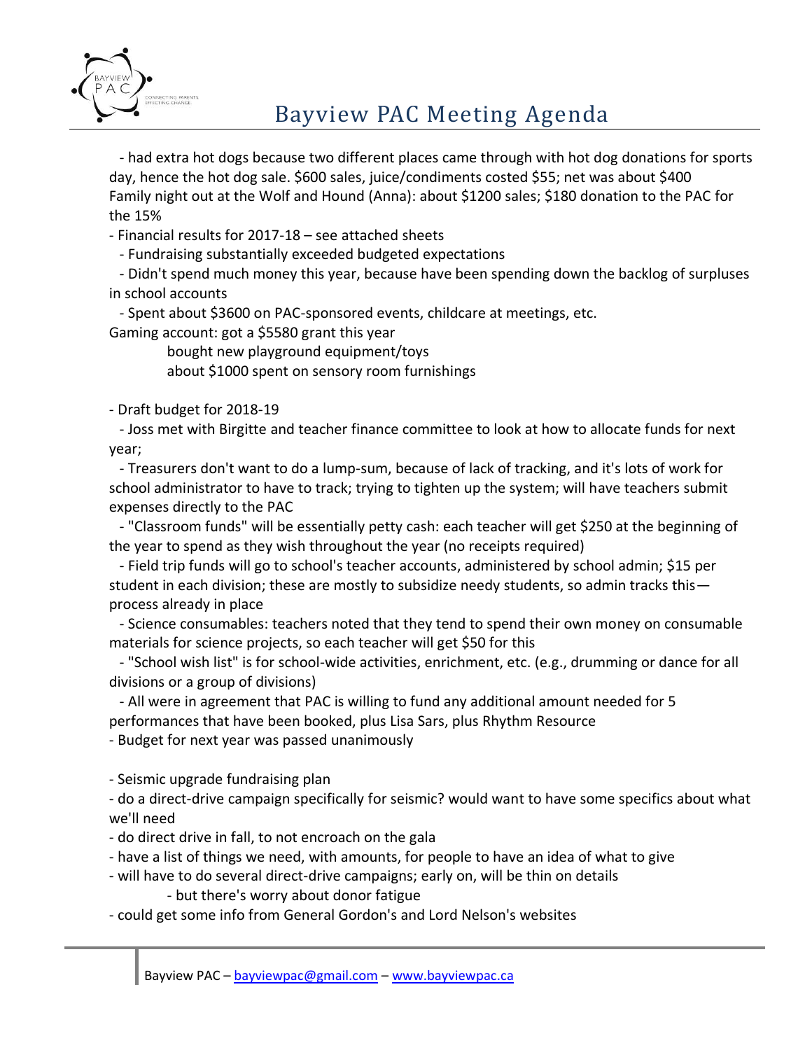- had extra hot dogs because two different places came through with hot dog donations for sports day, hence the hot dog sale. $600 sales, juice/condiments costed $55; net was about $400
Family night out at the Wolf and Hound (Anna): about $1200 sales; $180 donation to the PAC for the 15%

- Financial results for 2017-18 – see attached sheets
  - Fundraising substantially exceeded budgeted expectations
  - Didn't spend much money this year, because have been spending down the backlog of surpluses in school accounts
  - Spent about $3600 on PAC-sponsored events, childcare at meetings, etc.

Gaming account: got a $5580 grant this year
- bought new playground equipment/toys
- about $1000 spent on sensory room furnishings

- Draft budget for 2018-19
  - Joss met with Birgitte and teacher finance committee to look at how to allocate funds for next year;
  - Treasurers don't want to do a lump-sum, because of lack of tracking, and it's lots of work for school administrator to have to track; trying to tighten up the system; will have teachers submit expenses directly to the PAC
  - "Classroom funds" will be essentially petty cash: each teacher will get $250 at the beginning of the year to spend as they wish throughout the year (no receipts required)
  - Field trip funds will go to school's teacher accounts, administered by school admin; $15 per student in each division; these are mostly to subsidize needy students, so admin tracks this—process already in place
  - Science consumables: teachers noted that they tend to spend their own money on consumable materials for science projects, so each teacher will get $50 for this
  - "School wish list" is for school-wide activities, enrichment, etc. (e.g., drumming or dance for all divisions or a group of divisions)
  - All were in agreement that PAC is willing to fund any additional amount needed for 5 performances that have been booked, plus Lisa Sars, plus Rhythm Resource
- Budget for next year was passed unanimously

- Seismic upgrade fundraising plan
- do a direct-drive campaign specifically for seismic? would want to have some specifics about what we'll need
- do direct drive in fall, to not encroach on the gala
- have a list of things we need, with amounts, for people to have an idea of what to give
- will have to do several direct-drive campaigns; early on, will be thin on details
  - but there's worry about donor fatigue
- could get some info from General Gordon's and Lord Nelson's websites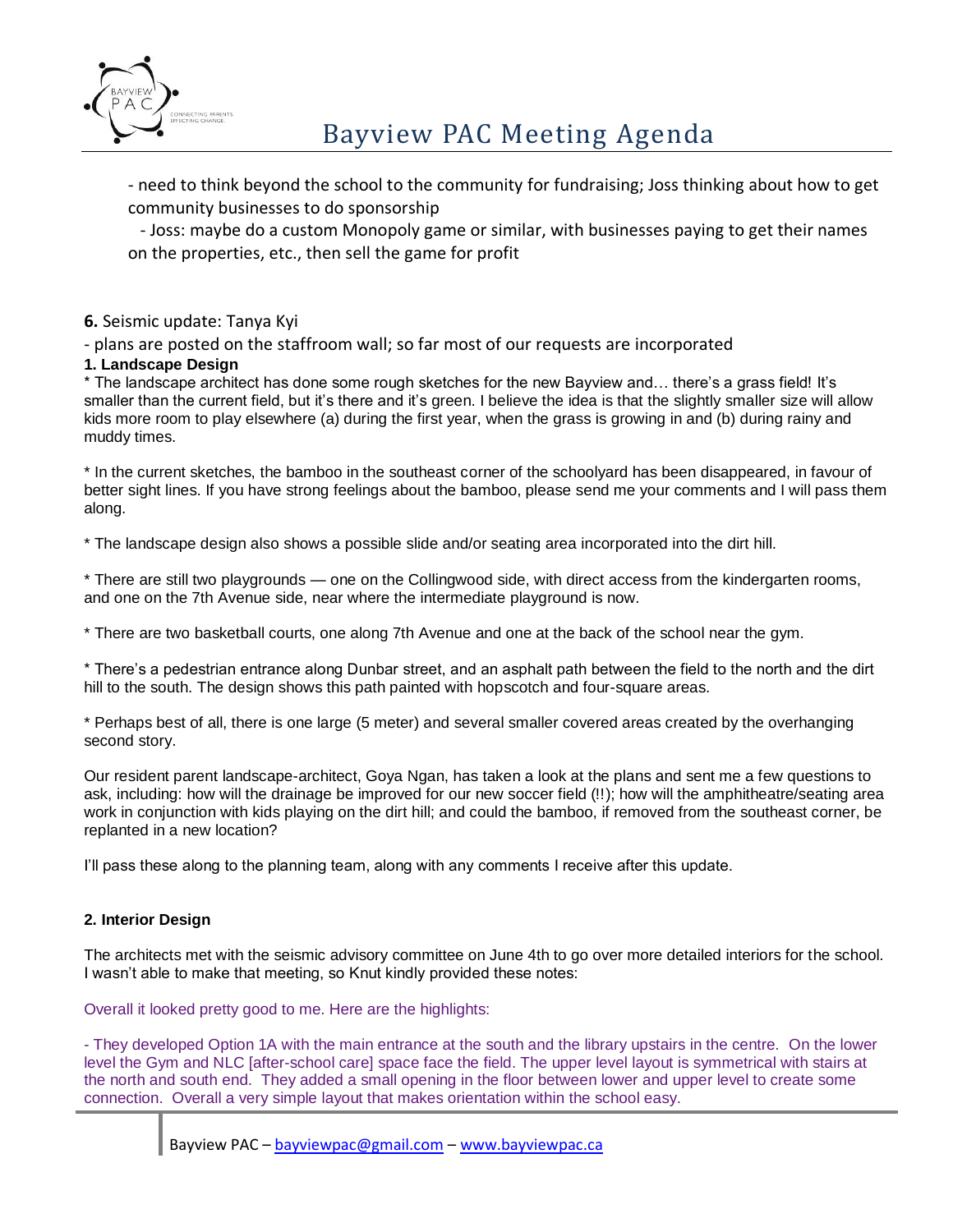- need to think beyond the school to the community for fundraising; Joss thinking about how to get community businesses to do sponsorship

- Joss: maybe do a custom Monopoly game or similar, with businesses paying to get their names on the properties, etc., then sell the game for profit

**6.** Seismic update: Tanya Kyi

- plans are posted on the staffroom wall; so far most of our requests are incorporated

**1. Landscape Design**

* The landscape architect has done some rough sketches for the new Bayview and… there's a grass field! It's smaller than the current field, but it's there and it's green. I believe the idea is that the slightly smaller size will allow kids more room to play elsewhere (a) during the first year, when the grass is growing in and (b) during rainy and muddy times.

* In the current sketches, the bamboo in the southeast corner of the schoolyard has been disappeared, in favour of better sight lines. If you have strong feelings about the bamboo, please send me your comments and I will pass them along.

* The landscape design also shows a possible slide and/or seating area incorporated into the dirt hill.

* There are still two playgrounds — one on the Collingwood side, with direct access from the kindergarten rooms, and one on the 7th Avenue side, near where the intermediate playground is now.

* There are two basketball courts, one along 7th Avenue and one at the back of the school near the gym.

* There's a pedestrian entrance along Dunbar street, and an asphalt path between the field to the north and the dirt hill to the south. The design shows this path painted with hopscotch and four-square areas.

* Perhaps best of all, there is one large (5 meter) and several smaller covered areas created by the overhanging second story.

Our resident parent landscape-architect, Goya Ngan, has taken a look at the plans and sent me a few questions to ask, including: how will the drainage be improved for our new soccer field (!!); how will the amphitheatre/seating area work in conjunction with kids playing on the dirt hill; and could the bamboo, if removed from the southeast corner, be replanted in a new location?

I'll pass these along to the planning team, along with any comments I receive after this update.

**2. Interior Design**

The architects met with the seismic advisory committee on June 4th to go over more detailed interiors for the school. I wasn't able to make that meeting, so Knut kindly provided these notes:

Overall it looked pretty good to me. Here are the highlights:

- They developed Option 1A with the main entrance at the south and the library upstairs in the centre. On the lower level the Gym and NLC [after-school care] space face the field. The upper level layout is symmetrical with stairs at the north and south end. They added a small opening in the floor between lower and upper level to create some connection. Overall a very simple layout that makes orientation within the school easy.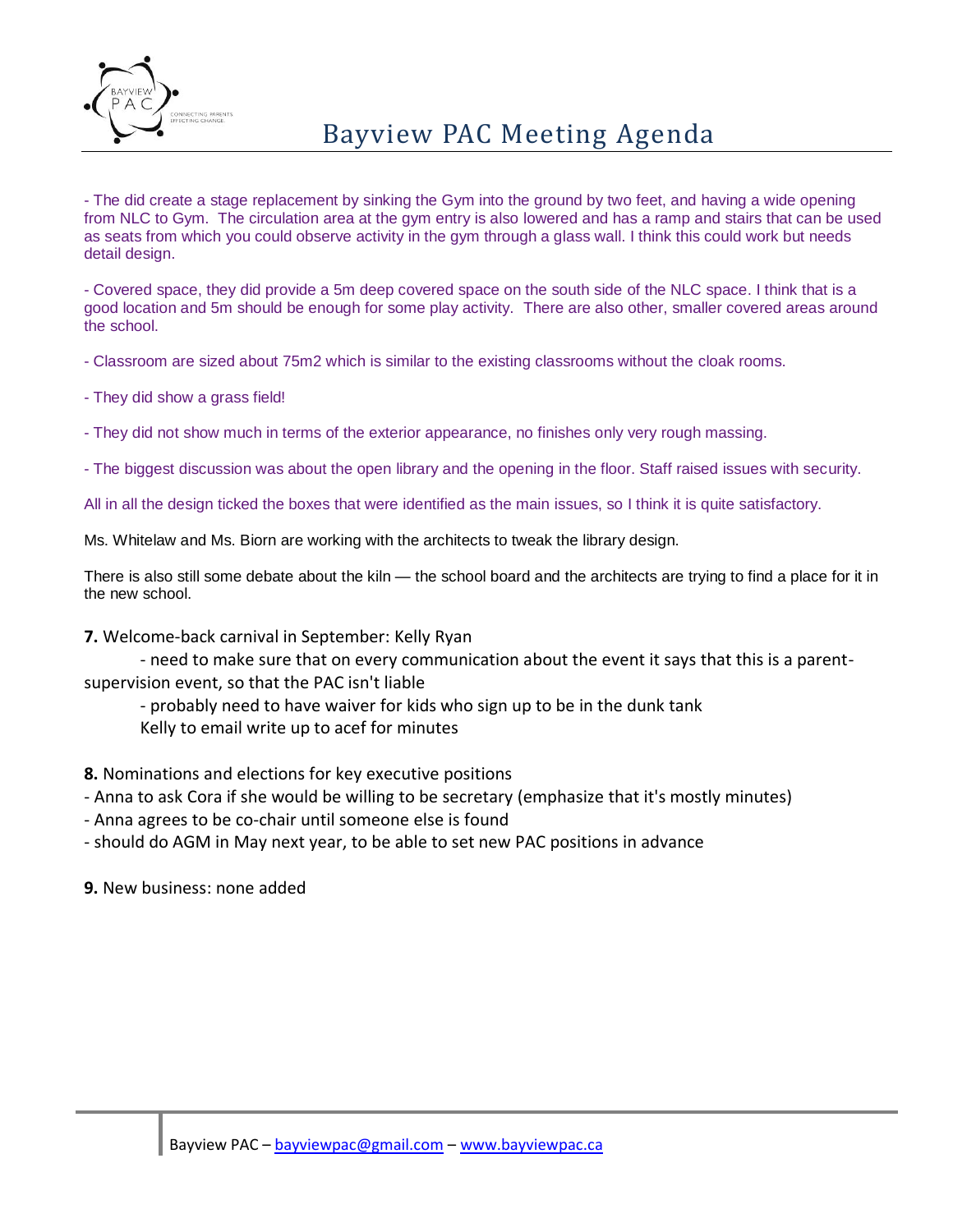- The did create a stage replacement by sinking the Gym into the ground by two feet, and having a wide opening from NLC to Gym. The circulation area at the gym entry is also lowered and has a ramp and stairs that can be used as seats from which you could observe activity in the gym through a glass wall. I think this could work but needs detail design.

- Covered space, they did provide a 5m deep covered space on the south side of the NLC space. I think that is a good location and 5m should be enough for some play activity. There are also other, smaller covered areas around the school.

- Classroom are sized about 75m2 which is similar to the existing classrooms without the cloak rooms.

- They did show a grass field!

- They did not show much in terms of the exterior appearance, no finishes only very rough massing.

- The biggest discussion was about the open library and the opening in the floor. Staff raised issues with security.

All in all the design ticked the boxes that were identified as the main issues, so I think it is quite satisfactory.

Ms. Whitelaw and Ms. Biorn are working with the architects to tweak the library design.

There is also still some debate about the kiln — the school board and the architects are trying to find a place for it in the new school.

**7.** Welcome-back carnival in September: Kelly Ryan

- need to make sure that on every communication about the event it says that this is a parent-supervision event, so that the PAC isn't liable
- probably need to have waiver for kids who sign up to be in the dunk tank

Kelly to email write up to acef for minutes

**8.** Nominations and elections for key executive positions

- Anna to ask Cora if she would be willing to be secretary (emphasize that it's mostly minutes)
- Anna agrees to be co-chair until someone else is found
- should do AGM in May next year, to be able to set new PAC positions in advance

**9.** New business: none added